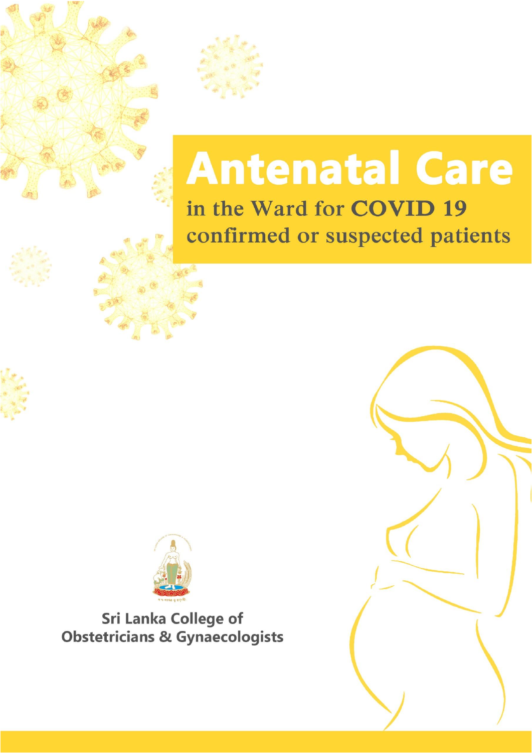# Antenatal Care

## in the Ward for COVID 19 confirmed or suspected patients

Sri Lanka College of Obstetricians & Gynaecologists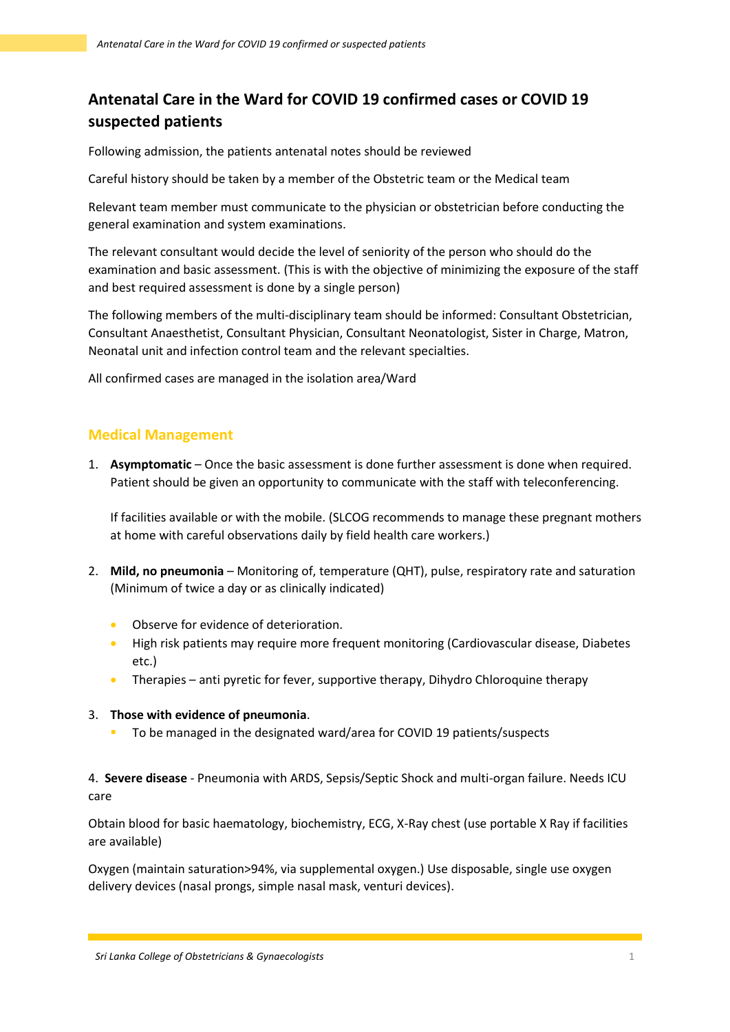# Antenatal Care in the Ward for COVID 19 confirmed cases or COVID 19 suspected patients

Following admission, the patients antenatal notes should be reviewed

Careful history should be taken by a member of the Obstetric team or the Medical team

Relevant team member must communicate to the physician or obstetrician before conducting the general examination and system examinations.

The relevant consultant would decide the level of seniority of the person who should do the examination and basic assessment. (This is with the objective of minimizing the exposure of the staff and best required assessment is done by a single person)

The following members of the multi-disciplinary team should be informed: Consultant Obstetrician, Consultant Anaesthetist, Consultant Physician, Consultant Neonatologist, Sister in Charge, Matron, Neonatal unit and infection control team and the relevant specialties.

All confirmed cases are managed in the isolation area/Ward

## Medical Management

1. **Asymptomatic** – Once the basic assessment is done further assessment is done when required. Patient should be given an opportunity to communicate with the staff with teleconferencing.

   If facilities available or with the mobile. (SLCOG recommends to manage these pregnant mothers at home with careful observations daily by field health care workers.)

2. **Mild, no pneumonia** – Monitoring of, temperature (QHT), pulse, respiratory rate and saturation (Minimum of twice a day or as clinically indicated)

   - Observe for evidence of deterioration.
   - High risk patients may require more frequent monitoring (Cardiovascular disease, Diabetes etc.)
   - Therapies – anti pyretic for fever, supportive therapy, Dihydro Chloroquine therapy

3. **Those with evidence of pneumonia**.
   - To be managed in the designated ward/area for COVID 19 patients/suspects

4. **Severe disease** - Pneumonia with ARDS, Sepsis/Septic Shock and multi-organ failure. Needs ICU care

Obtain blood for basic haematology, biochemistry, ECG, X-Ray chest (use portable X Ray if facilities are available)

Oxygen (maintain saturation>94%, via supplemental oxygen.) Use disposable, single use oxygen delivery devices (nasal prongs, simple nasal mask, venturi devices).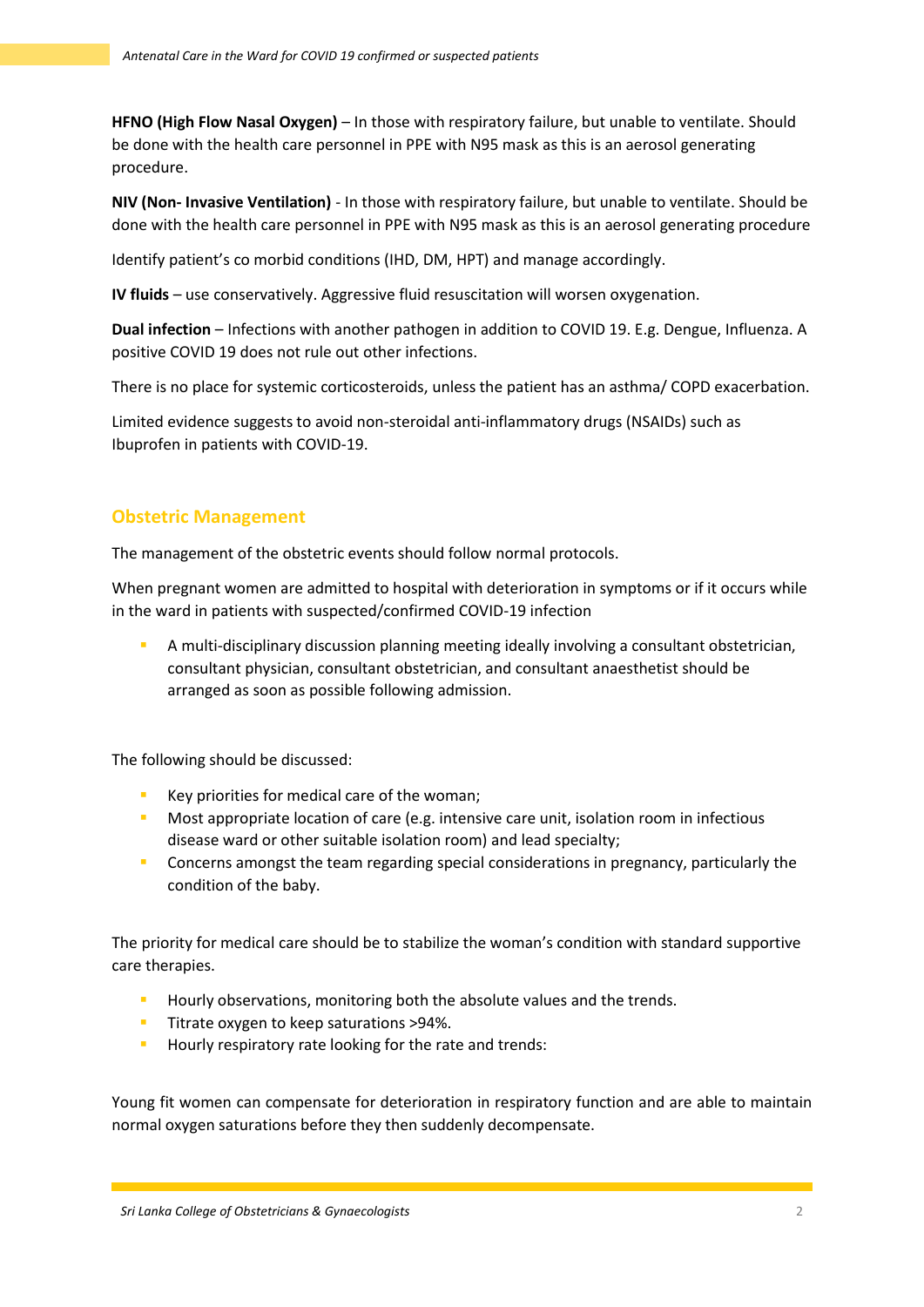**HFNO (High Flow Nasal Oxygen)** – In those with respiratory failure, but unable to ventilate. Should be done with the health care personnel in PPE with N95 mask as this is an aerosol generating procedure.

**NIV (Non- Invasive Ventilation)** - In those with respiratory failure, but unable to ventilate. Should be done with the health care personnel in PPE with N95 mask as this is an aerosol generating procedure

Identify patient's co morbid conditions (IHD, DM, HPT) and manage accordingly.

**IV fluids** – use conservatively. Aggressive fluid resuscitation will worsen oxygenation.

**Dual infection** – Infections with another pathogen in addition to COVID 19. E.g. Dengue, Influenza. A positive COVID 19 does not rule out other infections.

There is no place for systemic corticosteroids, unless the patient has an asthma/ COPD exacerbation.

Limited evidence suggests to avoid non-steroidal anti-inflammatory drugs (NSAIDs) such as Ibuprofen in patients with COVID-19.

## Obstetric Management

The management of the obstetric events should follow normal protocols.

When pregnant women are admitted to hospital with deterioration in symptoms or if it occurs while in the ward in patients with suspected/confirmed COVID-19 infection

- A multi-disciplinary discussion planning meeting ideally involving a consultant obstetrician, consultant physician, consultant obstetrician, and consultant anaesthetist should be arranged as soon as possible following admission.

The following should be discussed:

- Key priorities for medical care of the woman;
- Most appropriate location of care (e.g. intensive care unit, isolation room in infectious disease ward or other suitable isolation room) and lead specialty;
- Concerns amongst the team regarding special considerations in pregnancy, particularly the condition of the baby.

The priority for medical care should be to stabilize the woman's condition with standard supportive care therapies.

- Hourly observations, monitoring both the absolute values and the trends.
- Titrate oxygen to keep saturations >94%.
- Hourly respiratory rate looking for the rate and trends:

Young fit women can compensate for deterioration in respiratory function and are able to maintain normal oxygen saturations before they then suddenly decompensate.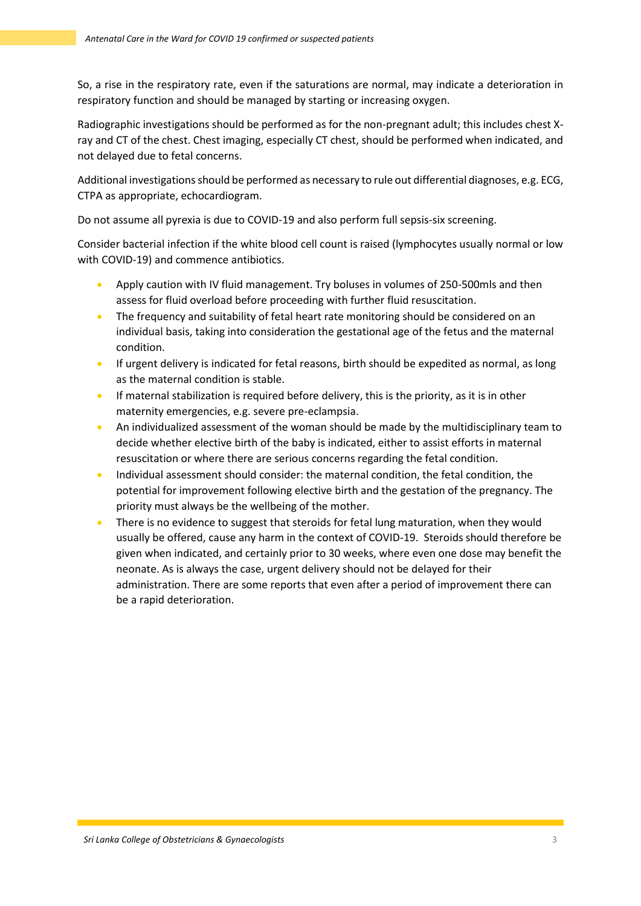So, a rise in the respiratory rate, even if the saturations are normal, may indicate a deterioration in respiratory function and should be managed by starting or increasing oxygen.

Radiographic investigations should be performed as for the non-pregnant adult; this includes chest X-ray and CT of the chest. Chest imaging, especially CT chest, should be performed when indicated, and not delayed due to fetal concerns.

Additional investigations should be performed as necessary to rule out differential diagnoses, e.g. ECG, CTPA as appropriate, echocardiogram.

Do not assume all pyrexia is due to COVID-19 and also perform full sepsis-six screening.

Consider bacterial infection if the white blood cell count is raised (lymphocytes usually normal or low with COVID-19) and commence antibiotics.

- Apply caution with IV fluid management. Try boluses in volumes of 250-500mls and then assess for fluid overload before proceeding with further fluid resuscitation.
- The frequency and suitability of fetal heart rate monitoring should be considered on an individual basis, taking into consideration the gestational age of the fetus and the maternal condition.
- If urgent delivery is indicated for fetal reasons, birth should be expedited as normal, as long as the maternal condition is stable.
- If maternal stabilization is required before delivery, this is the priority, as it is in other maternity emergencies, e.g. severe pre-eclampsia.
- An individualized assessment of the woman should be made by the multidisciplinary team to decide whether elective birth of the baby is indicated, either to assist efforts in maternal resuscitation or where there are serious concerns regarding the fetal condition.
- Individual assessment should consider: the maternal condition, the fetal condition, the potential for improvement following elective birth and the gestation of the pregnancy. The priority must always be the wellbeing of the mother.
- There is no evidence to suggest that steroids for fetal lung maturation, when they would usually be offered, cause any harm in the context of COVID-19. Steroids should therefore be given when indicated, and certainly prior to 30 weeks, where even one dose may benefit the neonate. As is always the case, urgent delivery should not be delayed for their administration. There are some reports that even after a period of improvement there can be a rapid deterioration.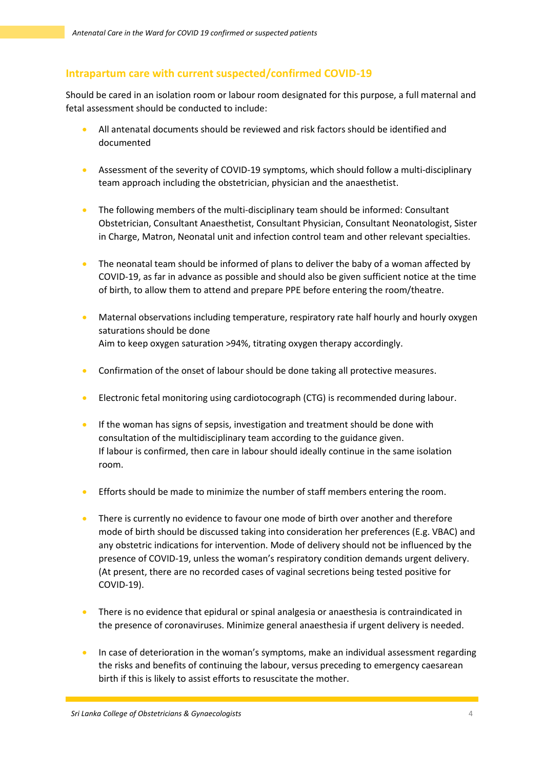## Intrapartum care with current suspected/confirmed COVID-19

Should be cared in an isolation room or labour room designated for this purpose, a full maternal and fetal assessment should be conducted to include:

- All antenatal documents should be reviewed and risk factors should be identified and documented

- Assessment of the severity of COVID-19 symptoms, which should follow a multi-disciplinary team approach including the obstetrician, physician and the anaesthetist.

- The following members of the multi-disciplinary team should be informed: Consultant Obstetrician, Consultant Anaesthetist, Consultant Physician, Consultant Neonatologist, Sister in Charge, Matron, Neonatal unit and infection control team and other relevant specialties.

- The neonatal team should be informed of plans to deliver the baby of a woman affected by COVID-19, as far in advance as possible and should also be given sufficient notice at the time of birth, to allow them to attend and prepare PPE before entering the room/theatre.

- Maternal observations including temperature, respiratory rate half hourly and hourly oxygen saturations should be done
  Aim to keep oxygen saturation >94%, titrating oxygen therapy accordingly.

- Confirmation of the onset of labour should be done taking all protective measures.

- Electronic fetal monitoring using cardiotocograph (CTG) is recommended during labour.

- If the woman has signs of sepsis, investigation and treatment should be done with consultation of the multidisciplinary team according to the guidance given.
  If labour is confirmed, then care in labour should ideally continue in the same isolation room.

- Efforts should be made to minimize the number of staff members entering the room.

- There is currently no evidence to favour one mode of birth over another and therefore mode of birth should be discussed taking into consideration her preferences (E.g. VBAC) and any obstetric indications for intervention. Mode of delivery should not be influenced by the presence of COVID-19, unless the woman's respiratory condition demands urgent delivery. (At present, there are no recorded cases of vaginal secretions being tested positive for COVID-19).

- There is no evidence that epidural or spinal analgesia or anaesthesia is contraindicated in the presence of coronaviruses. Minimize general anaesthesia if urgent delivery is needed.

- In case of deterioration in the woman's symptoms, make an individual assessment regarding the risks and benefits of continuing the labour, versus preceding to emergency caesarean birth if this is likely to assist efforts to resuscitate the mother.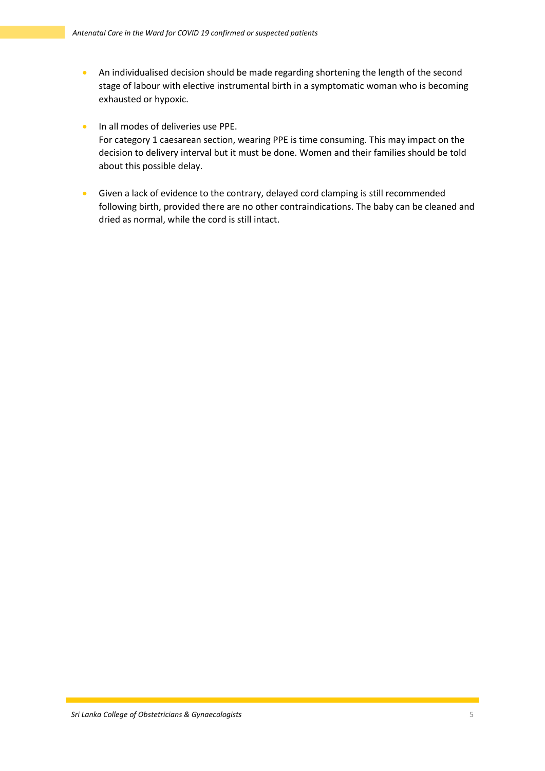- An individualised decision should be made regarding shortening the length of the second stage of labour with elective instrumental birth in a symptomatic woman who is becoming exhausted or hypoxic.

- In all modes of deliveries use PPE.
  For category 1 caesarean section, wearing PPE is time consuming. This may impact on the decision to delivery interval but it must be done. Women and their families should be told about this possible delay.

- Given a lack of evidence to the contrary, delayed cord clamping is still recommended following birth, provided there are no other contraindications. The baby can be cleaned and dried as normal, while the cord is still intact.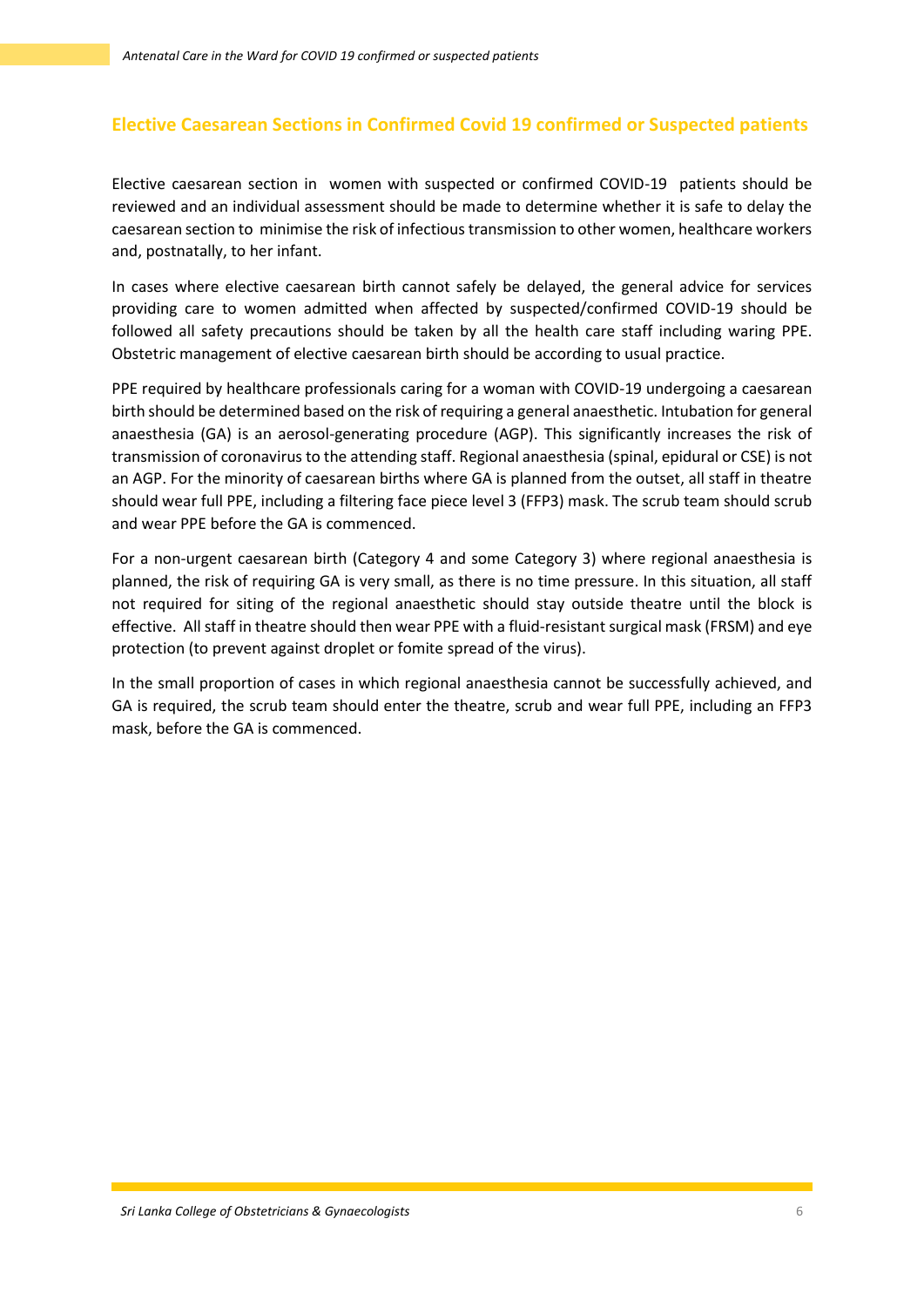## Elective Caesarean Sections in Confirmed Covid 19 confirmed or Suspected patients

Elective caesarean section in women with suspected or confirmed COVID-19 patients should be reviewed and an individual assessment should be made to determine whether it is safe to delay the caesarean section to minimise the risk of infectious transmission to other women, healthcare workers and, postnatally, to her infant.

In cases where elective caesarean birth cannot safely be delayed, the general advice for services providing care to women admitted when affected by suspected/confirmed COVID-19 should be followed all safety precautions should be taken by all the health care staff including waring PPE. Obstetric management of elective caesarean birth should be according to usual practice.

PPE required by healthcare professionals caring for a woman with COVID-19 undergoing a caesarean birth should be determined based on the risk of requiring a general anaesthetic. Intubation for general anaesthesia (GA) is an aerosol-generating procedure (AGP). This significantly increases the risk of transmission of coronavirus to the attending staff. Regional anaesthesia (spinal, epidural or CSE) is not an AGP. For the minority of caesarean births where GA is planned from the outset, all staff in theatre should wear full PPE, including a filtering face piece level 3 (FFP3) mask. The scrub team should scrub and wear PPE before the GA is commenced.

For a non-urgent caesarean birth (Category 4 and some Category 3) where regional anaesthesia is planned, the risk of requiring GA is very small, as there is no time pressure. In this situation, all staff not required for siting of the regional anaesthetic should stay outside theatre until the block is effective. All staff in theatre should then wear PPE with a fluid-resistant surgical mask (FRSM) and eye protection (to prevent against droplet or fomite spread of the virus).

In the small proportion of cases in which regional anaesthesia cannot be successfully achieved, and GA is required, the scrub team should enter the theatre, scrub and wear full PPE, including an FFP3 mask, before the GA is commenced.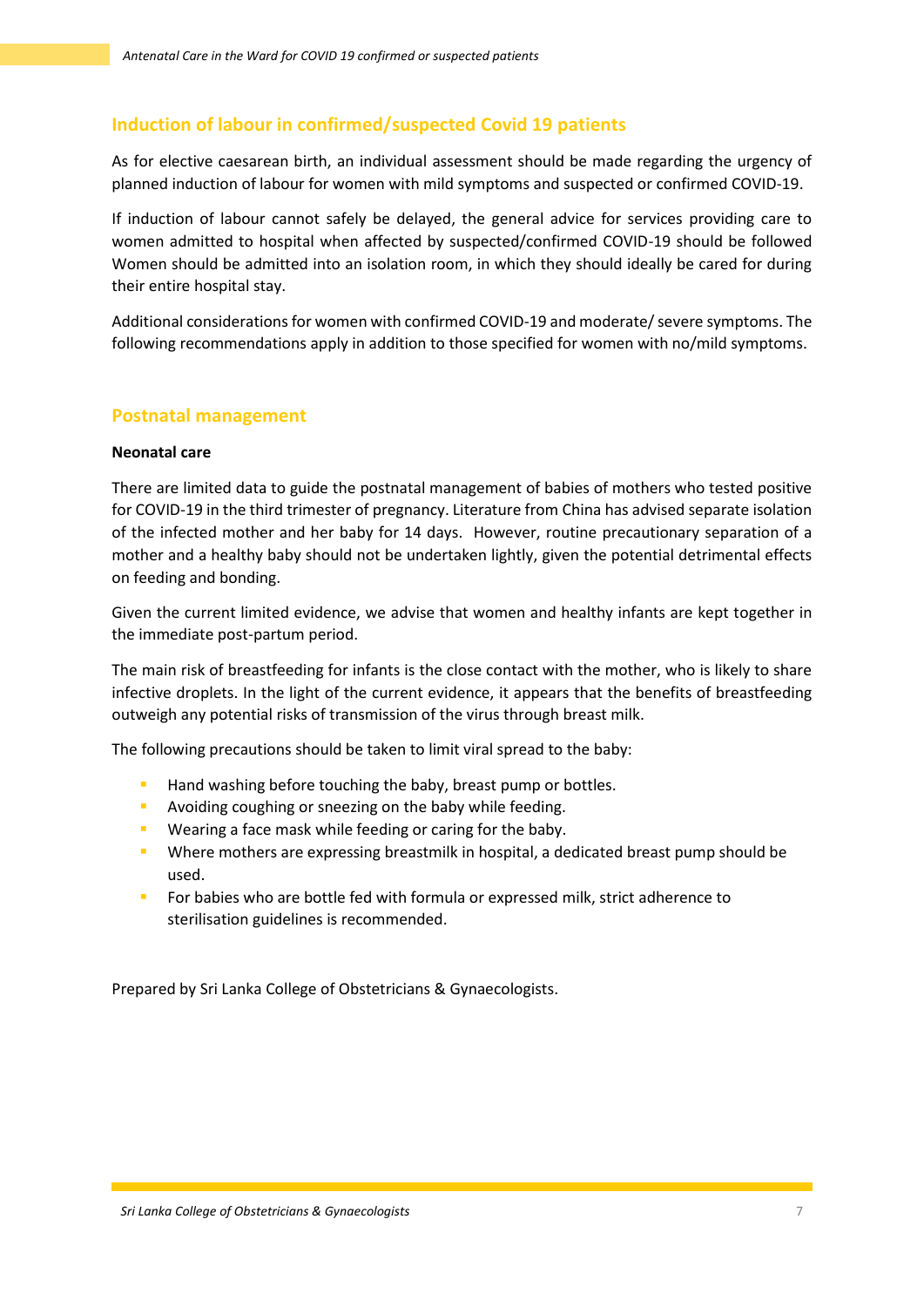## Induction of labour in confirmed/suspected Covid 19 patients

As for elective caesarean birth, an individual assessment should be made regarding the urgency of planned induction of labour for women with mild symptoms and suspected or confirmed COVID-19.

If induction of labour cannot safely be delayed, the general advice for services providing care to women admitted to hospital when affected by suspected/confirmed COVID-19 should be followed Women should be admitted into an isolation room, in which they should ideally be cared for during their entire hospital stay.

Additional considerations for women with confirmed COVID-19 and moderate/ severe symptoms. The following recommendations apply in addition to those specified for women with no/mild symptoms.

## Postnatal management

**Neonatal care**

There are limited data to guide the postnatal management of babies of mothers who tested positive for COVID-19 in the third trimester of pregnancy. Literature from China has advised separate isolation of the infected mother and her baby for 14 days. However, routine precautionary separation of a mother and a healthy baby should not be undertaken lightly, given the potential detrimental effects on feeding and bonding.

Given the current limited evidence, we advise that women and healthy infants are kept together in the immediate post-partum period.

The main risk of breastfeeding for infants is the close contact with the mother, who is likely to share infective droplets. In the light of the current evidence, it appears that the benefits of breastfeeding outweigh any potential risks of transmission of the virus through breast milk.

The following precautions should be taken to limit viral spread to the baby:

- Hand washing before touching the baby, breast pump or bottles.
- Avoiding coughing or sneezing on the baby while feeding.
- Wearing a face mask while feeding or caring for the baby.
- Where mothers are expressing breastmilk in hospital, a dedicated breast pump should be used.
- For babies who are bottle fed with formula or expressed milk, strict adherence to sterilisation guidelines is recommended.

Prepared by Sri Lanka College of Obstetricians & Gynaecologists.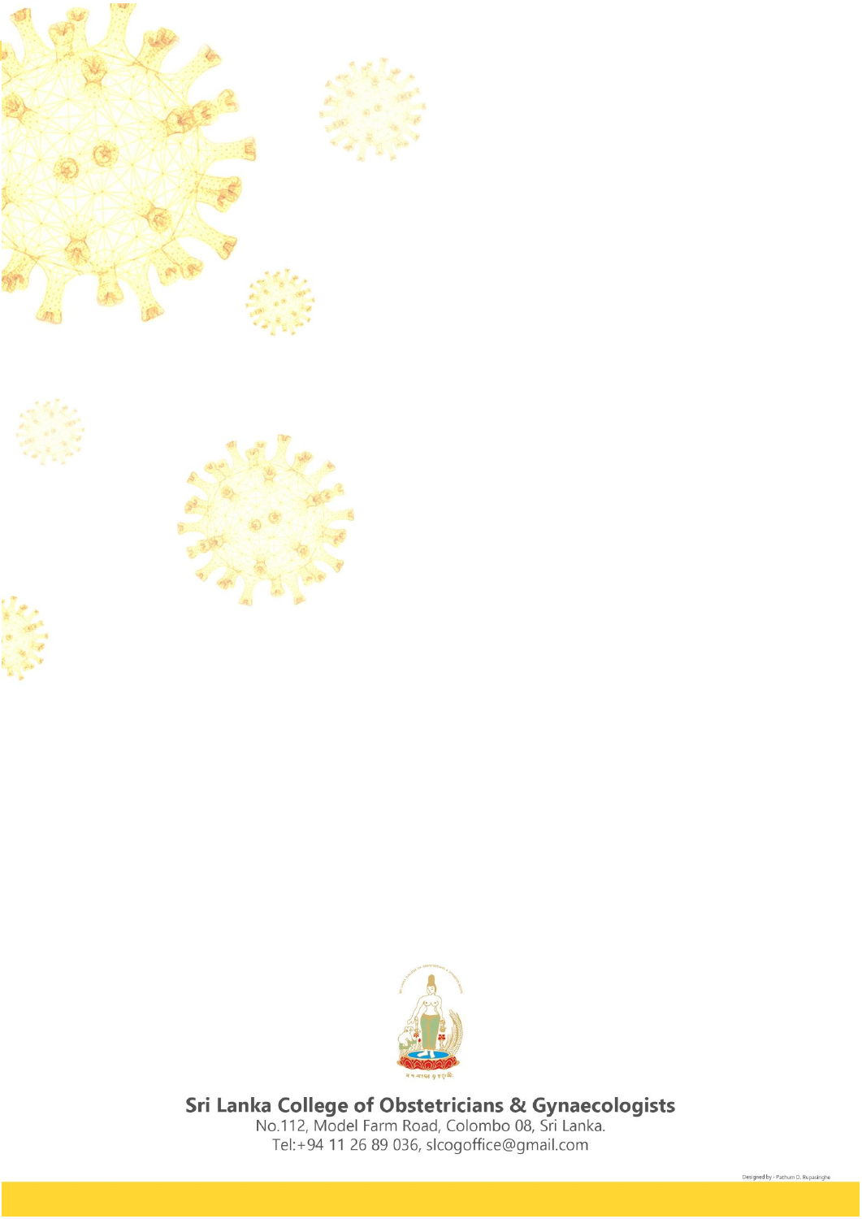**Sri Lanka College of Obstetricians & Gynaecologists**

No.112, Model Farm Road, Colombo 08, Sri Lanka.

Tel:+94 11 26 89 036, slcogoffice@gmail.com

Designed by - Pathum D. Rupasinghe